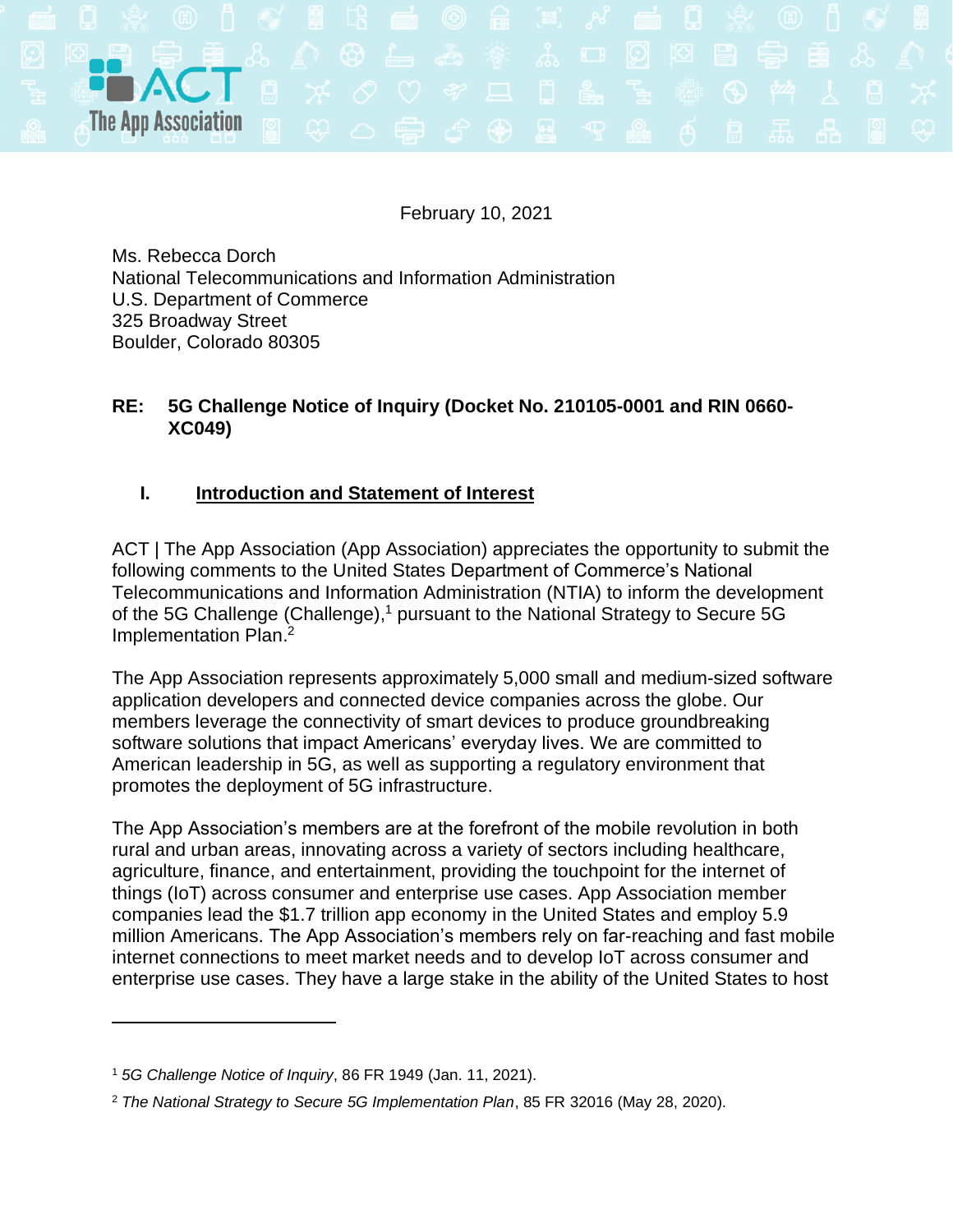February 10, 2021

Ms. Rebecca Dorch
National Telecommunications and Information Administration
U.S. Department of Commerce
325 Broadway Street
Boulder, Colorado 80305

**RE: 5G Challenge Notice of Inquiry (Docket No. 210105-0001 and RIN 0660-XC049)**

## I. Introduction and Statement of Interest

ACT | The App Association (App Association) appreciates the opportunity to submit the following comments to the United States Department of Commerce's National Telecommunications and Information Administration (NTIA) to inform the development of the 5G Challenge (Challenge),[1] pursuant to the National Strategy to Secure 5G Implementation Plan.[2]

The App Association represents approximately 5,000 small and medium-sized software application developers and connected device companies across the globe. Our members leverage the connectivity of smart devices to produce groundbreaking software solutions that impact Americans' everyday lives. We are committed to American leadership in 5G, as well as supporting a regulatory environment that promotes the deployment of 5G infrastructure.

The App Association's members are at the forefront of the mobile revolution in both rural and urban areas, innovating across a variety of sectors including healthcare, agriculture, finance, and entertainment, providing the touchpoint for the internet of things (IoT) across consumer and enterprise use cases. App Association member companies lead the $1.7 trillion app economy in the United States and employ 5.9 million Americans. The App Association's members rely on far-reaching and fast mobile internet connections to meet market needs and to develop IoT across consumer and enterprise use cases. They have a large stake in the ability of the United States to host

---

[1] *5G Challenge Notice of Inquiry*, 86 FR 1949 (Jan. 11, 2021).

[2] *The National Strategy to Secure 5G Implementation Plan*, 85 FR 32016 (May 28, 2020).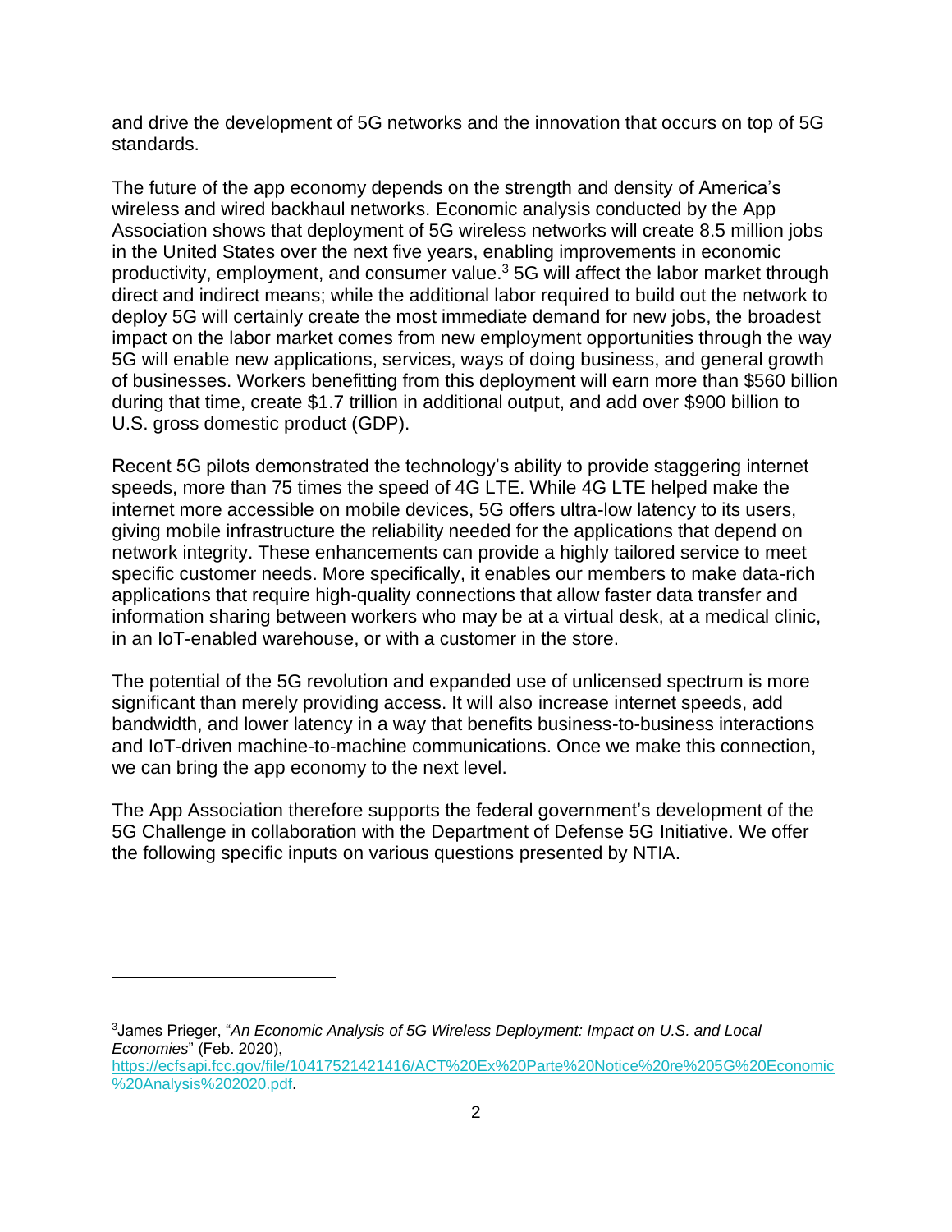and drive the development of 5G networks and the innovation that occurs on top of 5G standards.

The future of the app economy depends on the strength and density of America's wireless and wired backhaul networks. Economic analysis conducted by the App Association shows that deployment of 5G wireless networks will create 8.5 million jobs in the United States over the next five years, enabling improvements in economic productivity, employment, and consumer value.[3] 5G will affect the labor market through direct and indirect means; while the additional labor required to build out the network to deploy 5G will certainly create the most immediate demand for new jobs, the broadest impact on the labor market comes from new employment opportunities through the way 5G will enable new applications, services, ways of doing business, and general growth of businesses. Workers benefitting from this deployment will earn more than $560 billion during that time, create $1.7 trillion in additional output, and add over $900 billion to U.S. gross domestic product (GDP).

Recent 5G pilots demonstrated the technology's ability to provide staggering internet speeds, more than 75 times the speed of 4G LTE. While 4G LTE helped make the internet more accessible on mobile devices, 5G offers ultra-low latency to its users, giving mobile infrastructure the reliability needed for the applications that depend on network integrity. These enhancements can provide a highly tailored service to meet specific customer needs. More specifically, it enables our members to make data-rich applications that require high-quality connections that allow faster data transfer and information sharing between workers who may be at a virtual desk, at a medical clinic, in an IoT-enabled warehouse, or with a customer in the store.

The potential of the 5G revolution and expanded use of unlicensed spectrum is more significant than merely providing access. It will also increase internet speeds, add bandwidth, and lower latency in a way that benefits business-to-business interactions and IoT-driven machine-to-machine communications. Once we make this connection, we can bring the app economy to the next level.

The App Association therefore supports the federal government's development of the 5G Challenge in collaboration with the Department of Defense 5G Initiative. We offer the following specific inputs on various questions presented by NTIA.

---

[3] James Prieger, "*An Economic Analysis of 5G Wireless Deployment: Impact on U.S. and Local Economies*" (Feb. 2020), https://ecfsapi.fcc.gov/file/10417521421416/ACT%20Ex%20Parte%20Notice%20re%205G%20Economic%20Analysis%202020.pdf.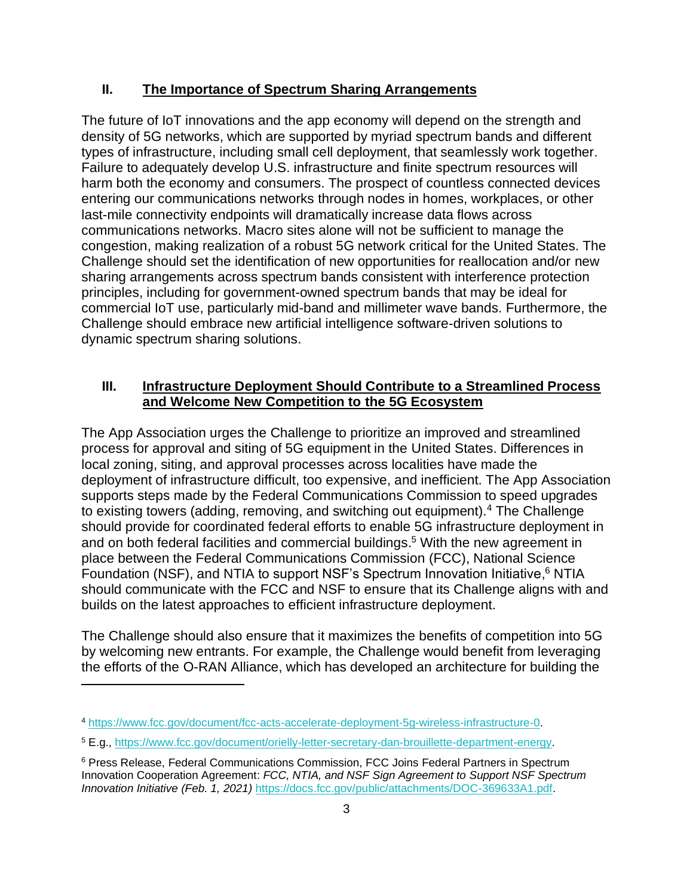## II. The Importance of Spectrum Sharing Arrangements

The future of IoT innovations and the app economy will depend on the strength and density of 5G networks, which are supported by myriad spectrum bands and different types of infrastructure, including small cell deployment, that seamlessly work together. Failure to adequately develop U.S. infrastructure and finite spectrum resources will harm both the economy and consumers. The prospect of countless connected devices entering our communications networks through nodes in homes, workplaces, or other last-mile connectivity endpoints will dramatically increase data flows across communications networks. Macro sites alone will not be sufficient to manage the congestion, making realization of a robust 5G network critical for the United States. The Challenge should set the identification of new opportunities for reallocation and/or new sharing arrangements across spectrum bands consistent with interference protection principles, including for government-owned spectrum bands that may be ideal for commercial IoT use, particularly mid-band and millimeter wave bands. Furthermore, the Challenge should embrace new artificial intelligence software-driven solutions to dynamic spectrum sharing solutions.

## III. Infrastructure Deployment Should Contribute to a Streamlined Process and Welcome New Competition to the 5G Ecosystem

The App Association urges the Challenge to prioritize an improved and streamlined process for approval and siting of 5G equipment in the United States. Differences in local zoning, siting, and approval processes across localities have made the deployment of infrastructure difficult, too expensive, and inefficient. The App Association supports steps made by the Federal Communications Commission to speed upgrades to existing towers (adding, removing, and switching out equipment).[4] The Challenge should provide for coordinated federal efforts to enable 5G infrastructure deployment in and on both federal facilities and commercial buildings.[5] With the new agreement in place between the Federal Communications Commission (FCC), National Science Foundation (NSF), and NTIA to support NSF's Spectrum Innovation Initiative,[6] NTIA should communicate with the FCC and NSF to ensure that its Challenge aligns with and builds on the latest approaches to efficient infrastructure deployment.

The Challenge should also ensure that it maximizes the benefits of competition into 5G by welcoming new entrants. For example, the Challenge would benefit from leveraging the efforts of the O-RAN Alliance, which has developed an architecture for building the

---

[4] https://www.fcc.gov/document/fcc-acts-accelerate-deployment-5g-wireless-infrastructure-0.

[5] E.g., https://www.fcc.gov/document/orielly-letter-secretary-dan-brouillette-department-energy.

[6] Press Release, Federal Communications Commission, FCC Joins Federal Partners in Spectrum Innovation Cooperation Agreement: *FCC, NTIA, and NSF Sign Agreement to Support NSF Spectrum Innovation Initiative (Feb. 1, 2021)* https://docs.fcc.gov/public/attachments/DOC-369633A1.pdf.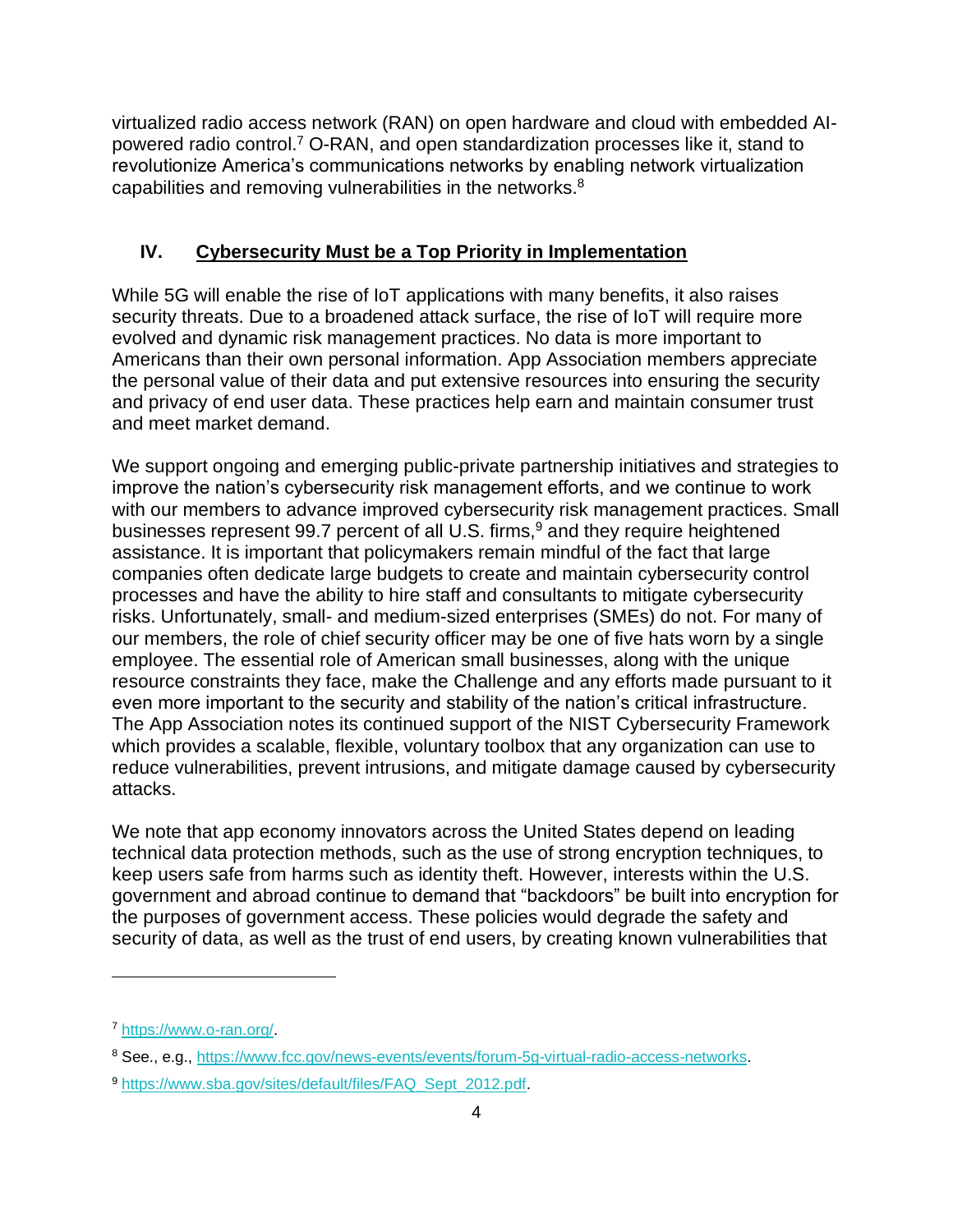virtualized radio access network (RAN) on open hardware and cloud with embedded AI-powered radio control.[7] O-RAN, and open standardization processes like it, stand to revolutionize America's communications networks by enabling network virtualization capabilities and removing vulnerabilities in the networks.[8]

## IV. Cybersecurity Must be a Top Priority in Implementation

While 5G will enable the rise of IoT applications with many benefits, it also raises security threats. Due to a broadened attack surface, the rise of IoT will require more evolved and dynamic risk management practices. No data is more important to Americans than their own personal information. App Association members appreciate the personal value of their data and put extensive resources into ensuring the security and privacy of end user data. These practices help earn and maintain consumer trust and meet market demand.

We support ongoing and emerging public-private partnership initiatives and strategies to improve the nation's cybersecurity risk management efforts, and we continue to work with our members to advance improved cybersecurity risk management practices. Small businesses represent 99.7 percent of all U.S. firms,[9] and they require heightened assistance. It is important that policymakers remain mindful of the fact that large companies often dedicate large budgets to create and maintain cybersecurity control processes and have the ability to hire staff and consultants to mitigate cybersecurity risks. Unfortunately, small- and medium-sized enterprises (SMEs) do not. For many of our members, the role of chief security officer may be one of five hats worn by a single employee. The essential role of American small businesses, along with the unique resource constraints they face, make the Challenge and any efforts made pursuant to it even more important to the security and stability of the nation's critical infrastructure. The App Association notes its continued support of the NIST Cybersecurity Framework which provides a scalable, flexible, voluntary toolbox that any organization can use to reduce vulnerabilities, prevent intrusions, and mitigate damage caused by cybersecurity attacks.

We note that app economy innovators across the United States depend on leading technical data protection methods, such as the use of strong encryption techniques, to keep users safe from harms such as identity theft. However, interests within the U.S. government and abroad continue to demand that "backdoors" be built into encryption for the purposes of government access. These policies would degrade the safety and security of data, as well as the trust of end users, by creating known vulnerabilities that

---

[7] https://www.o-ran.org/.

[8] See., e.g., https://www.fcc.gov/news-events/events/forum-5g-virtual-radio-access-networks.

[9] https://www.sba.gov/sites/default/files/FAQ_Sept_2012.pdf.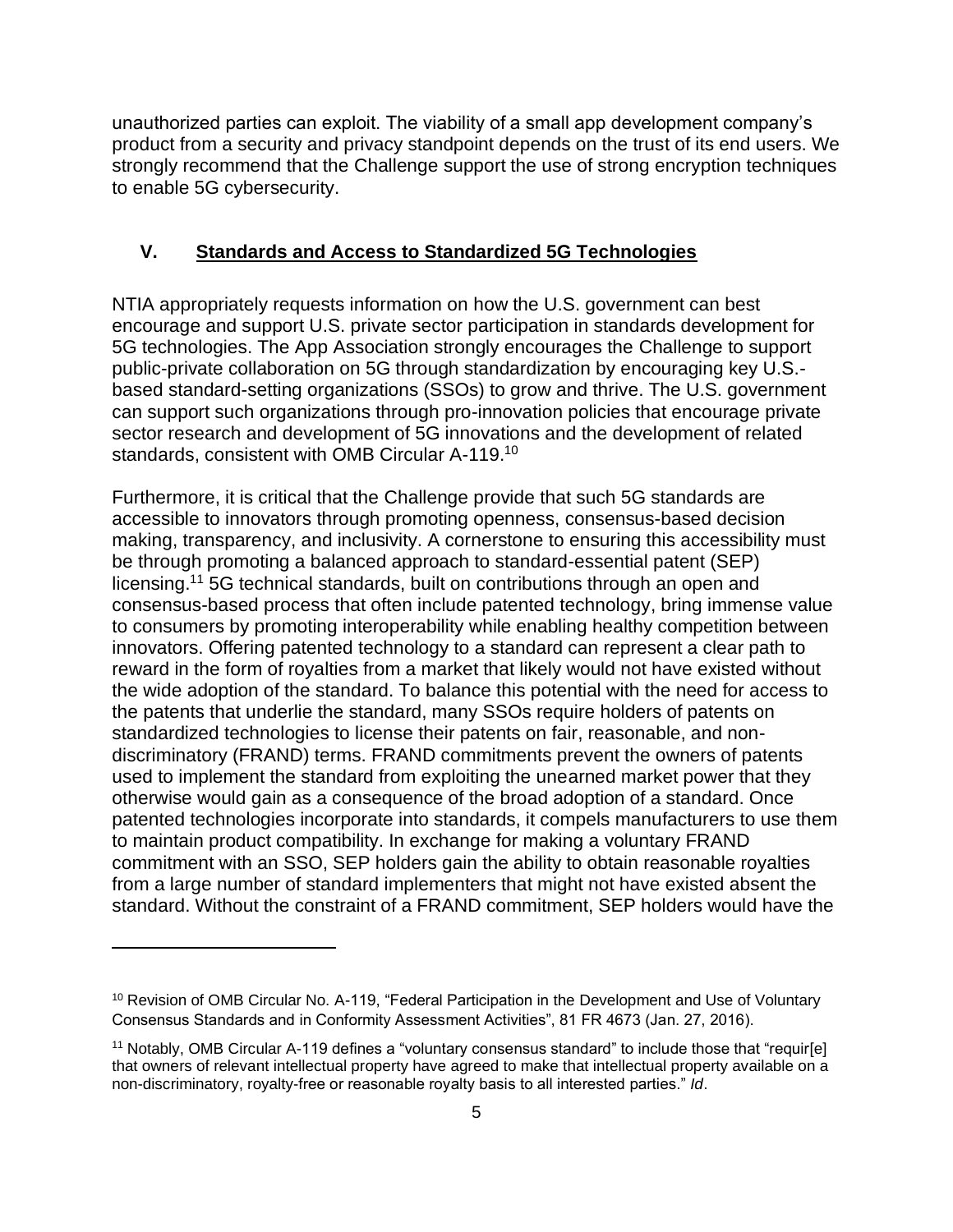unauthorized parties can exploit. The viability of a small app development company's product from a security and privacy standpoint depends on the trust of its end users. We strongly recommend that the Challenge support the use of strong encryption techniques to enable 5G cybersecurity.

## V. Standards and Access to Standardized 5G Technologies

NTIA appropriately requests information on how the U.S. government can best encourage and support U.S. private sector participation in standards development for 5G technologies. The App Association strongly encourages the Challenge to support public-private collaboration on 5G through standardization by encouraging key U.S.-based standard-setting organizations (SSOs) to grow and thrive. The U.S. government can support such organizations through pro-innovation policies that encourage private sector research and development of 5G innovations and the development of related standards, consistent with OMB Circular A-119.[10]

Furthermore, it is critical that the Challenge provide that such 5G standards are accessible to innovators through promoting openness, consensus-based decision making, transparency, and inclusivity. A cornerstone to ensuring this accessibility must be through promoting a balanced approach to standard-essential patent (SEP) licensing.[11] 5G technical standards, built on contributions through an open and consensus-based process that often include patented technology, bring immense value to consumers by promoting interoperability while enabling healthy competition between innovators. Offering patented technology to a standard can represent a clear path to reward in the form of royalties from a market that likely would not have existed without the wide adoption of the standard. To balance this potential with the need for access to the patents that underlie the standard, many SSOs require holders of patents on standardized technologies to license their patents on fair, reasonable, and non-discriminatory (FRAND) terms. FRAND commitments prevent the owners of patents used to implement the standard from exploiting the unearned market power that they otherwise would gain as a consequence of the broad adoption of a standard. Once patented technologies incorporate into standards, it compels manufacturers to use them to maintain product compatibility. In exchange for making a voluntary FRAND commitment with an SSO, SEP holders gain the ability to obtain reasonable royalties from a large number of standard implementers that might not have existed absent the standard. Without the constraint of a FRAND commitment, SEP holders would have the

---

[10] Revision of OMB Circular No. A-119, "Federal Participation in the Development and Use of Voluntary Consensus Standards and in Conformity Assessment Activities", 81 FR 4673 (Jan. 27, 2016).

[11] Notably, OMB Circular A-119 defines a "voluntary consensus standard" to include those that "requir[e] that owners of relevant intellectual property have agreed to make that intellectual property available on a non-discriminatory, royalty-free or reasonable royalty basis to all interested parties." *Id*.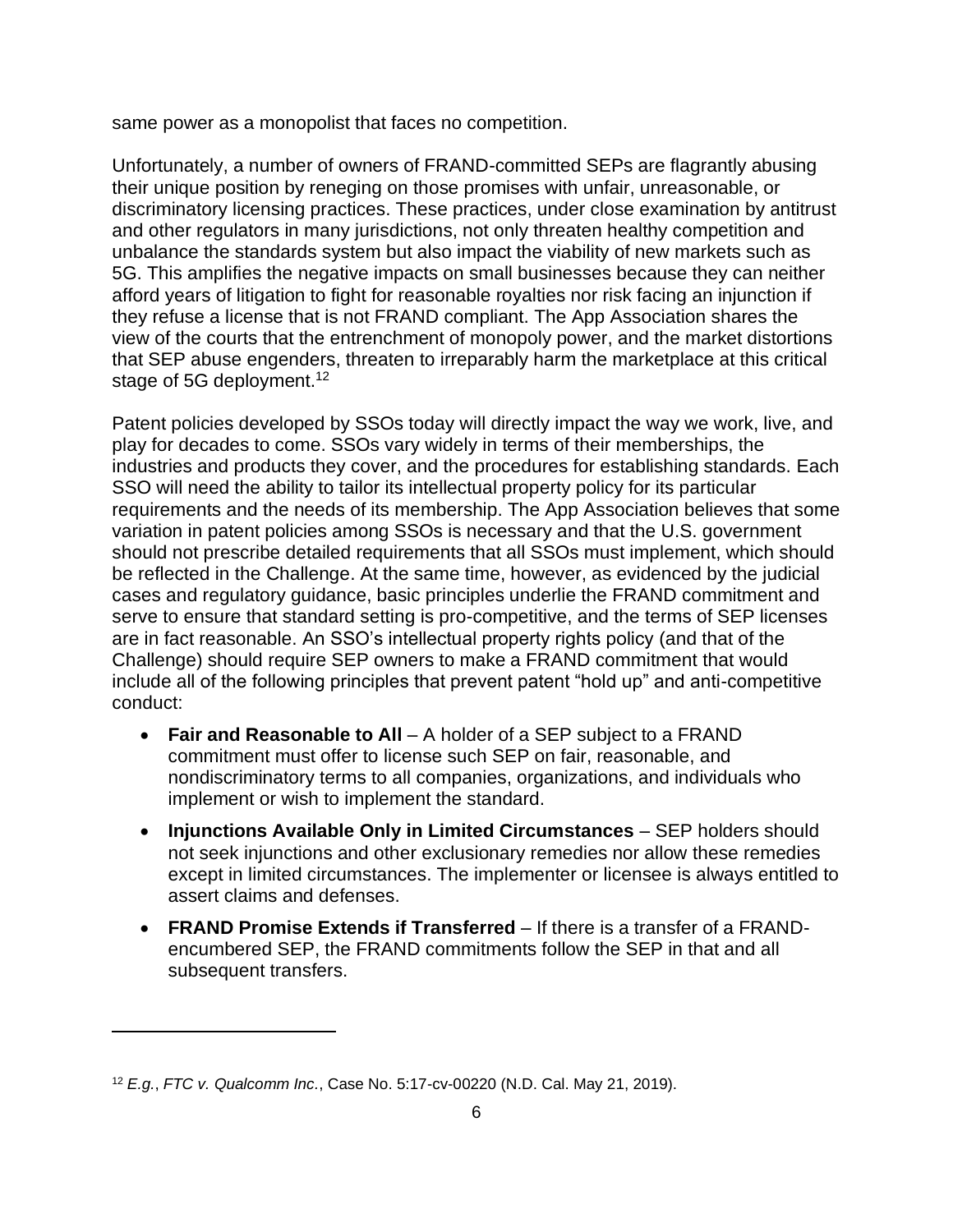same power as a monopolist that faces no competition.

Unfortunately, a number of owners of FRAND-committed SEPs are flagrantly abusing their unique position by reneging on those promises with unfair, unreasonable, or discriminatory licensing practices. These practices, under close examination by antitrust and other regulators in many jurisdictions, not only threaten healthy competition and unbalance the standards system but also impact the viability of new markets such as 5G. This amplifies the negative impacts on small businesses because they can neither afford years of litigation to fight for reasonable royalties nor risk facing an injunction if they refuse a license that is not FRAND compliant. The App Association shares the view of the courts that the entrenchment of monopoly power, and the market distortions that SEP abuse engenders, threaten to irreparably harm the marketplace at this critical stage of 5G deployment.[12]

Patent policies developed by SSOs today will directly impact the way we work, live, and play for decades to come. SSOs vary widely in terms of their memberships, the industries and products they cover, and the procedures for establishing standards. Each SSO will need the ability to tailor its intellectual property policy for its particular requirements and the needs of its membership. The App Association believes that some variation in patent policies among SSOs is necessary and that the U.S. government should not prescribe detailed requirements that all SSOs must implement, which should be reflected in the Challenge. At the same time, however, as evidenced by the judicial cases and regulatory guidance, basic principles underlie the FRAND commitment and serve to ensure that standard setting is pro-competitive, and the terms of SEP licenses are in fact reasonable. An SSO's intellectual property rights policy (and that of the Challenge) should require SEP owners to make a FRAND commitment that would include all of the following principles that prevent patent "hold up" and anti-competitive conduct:

- **Fair and Reasonable to All** – A holder of a SEP subject to a FRAND commitment must offer to license such SEP on fair, reasonable, and nondiscriminatory terms to all companies, organizations, and individuals who implement or wish to implement the standard.
- **Injunctions Available Only in Limited Circumstances** – SEP holders should not seek injunctions and other exclusionary remedies nor allow these remedies except in limited circumstances. The implementer or licensee is always entitled to assert claims and defenses.
- **FRAND Promise Extends if Transferred** – If there is a transfer of a FRAND-encumbered SEP, the FRAND commitments follow the SEP in that and all subsequent transfers.

---

[12] *E.g.*, *FTC v. Qualcomm Inc.*, Case No. 5:17-cv-00220 (N.D. Cal. May 21, 2019).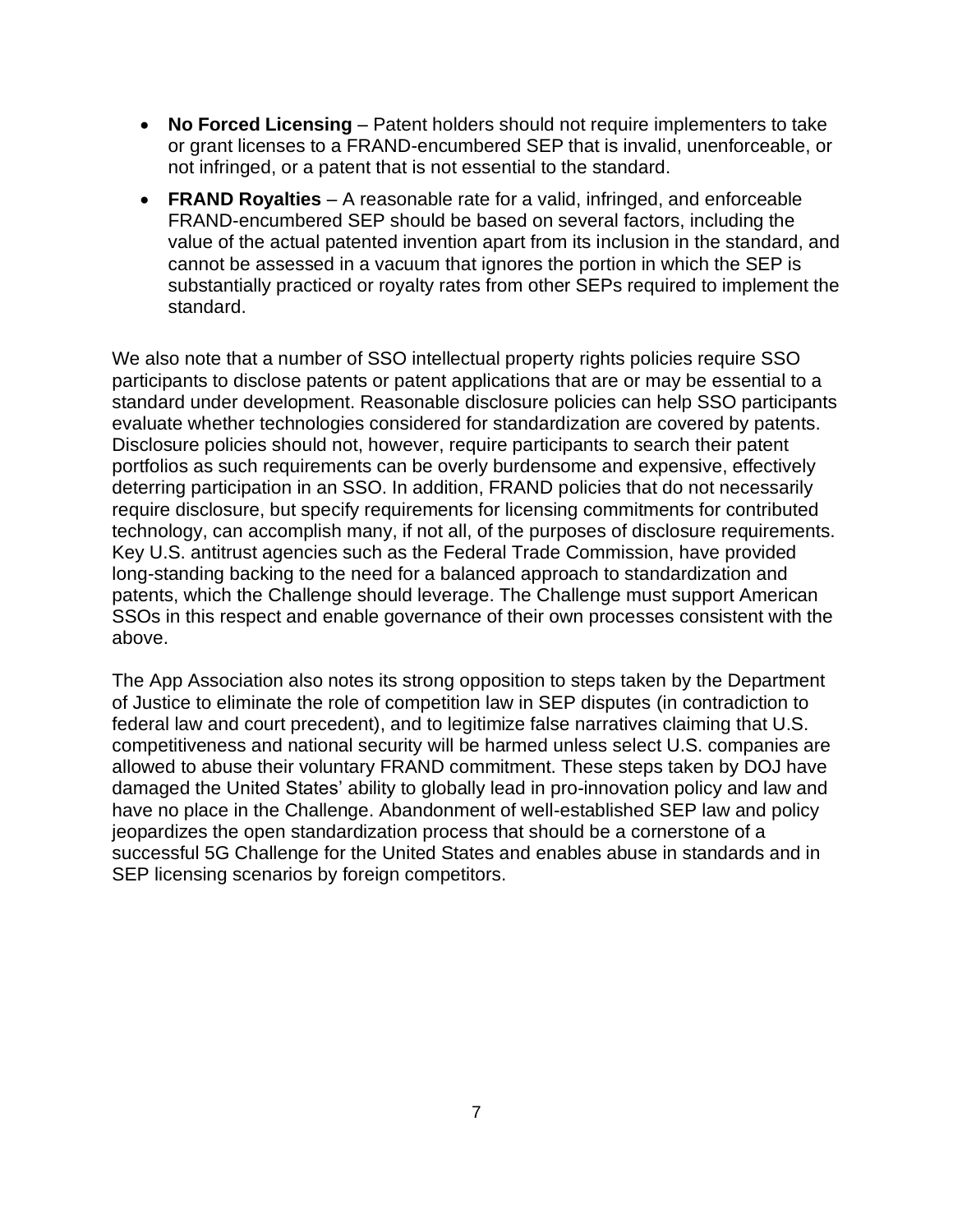- **No Forced Licensing** – Patent holders should not require implementers to take or grant licenses to a FRAND-encumbered SEP that is invalid, unenforceable, or not infringed, or a patent that is not essential to the standard.
- **FRAND Royalties** – A reasonable rate for a valid, infringed, and enforceable FRAND-encumbered SEP should be based on several factors, including the value of the actual patented invention apart from its inclusion in the standard, and cannot be assessed in a vacuum that ignores the portion in which the SEP is substantially practiced or royalty rates from other SEPs required to implement the standard.

We also note that a number of SSO intellectual property rights policies require SSO participants to disclose patents or patent applications that are or may be essential to a standard under development. Reasonable disclosure policies can help SSO participants evaluate whether technologies considered for standardization are covered by patents. Disclosure policies should not, however, require participants to search their patent portfolios as such requirements can be overly burdensome and expensive, effectively deterring participation in an SSO. In addition, FRAND policies that do not necessarily require disclosure, but specify requirements for licensing commitments for contributed technology, can accomplish many, if not all, of the purposes of disclosure requirements. Key U.S. antitrust agencies such as the Federal Trade Commission, have provided long-standing backing to the need for a balanced approach to standardization and patents, which the Challenge should leverage. The Challenge must support American SSOs in this respect and enable governance of their own processes consistent with the above.

The App Association also notes its strong opposition to steps taken by the Department of Justice to eliminate the role of competition law in SEP disputes (in contradiction to federal law and court precedent), and to legitimize false narratives claiming that U.S. competitiveness and national security will be harmed unless select U.S. companies are allowed to abuse their voluntary FRAND commitment. These steps taken by DOJ have damaged the United States' ability to globally lead in pro-innovation policy and law and have no place in the Challenge. Abandonment of well-established SEP law and policy jeopardizes the open standardization process that should be a cornerstone of a successful 5G Challenge for the United States and enables abuse in standards and in SEP licensing scenarios by foreign competitors.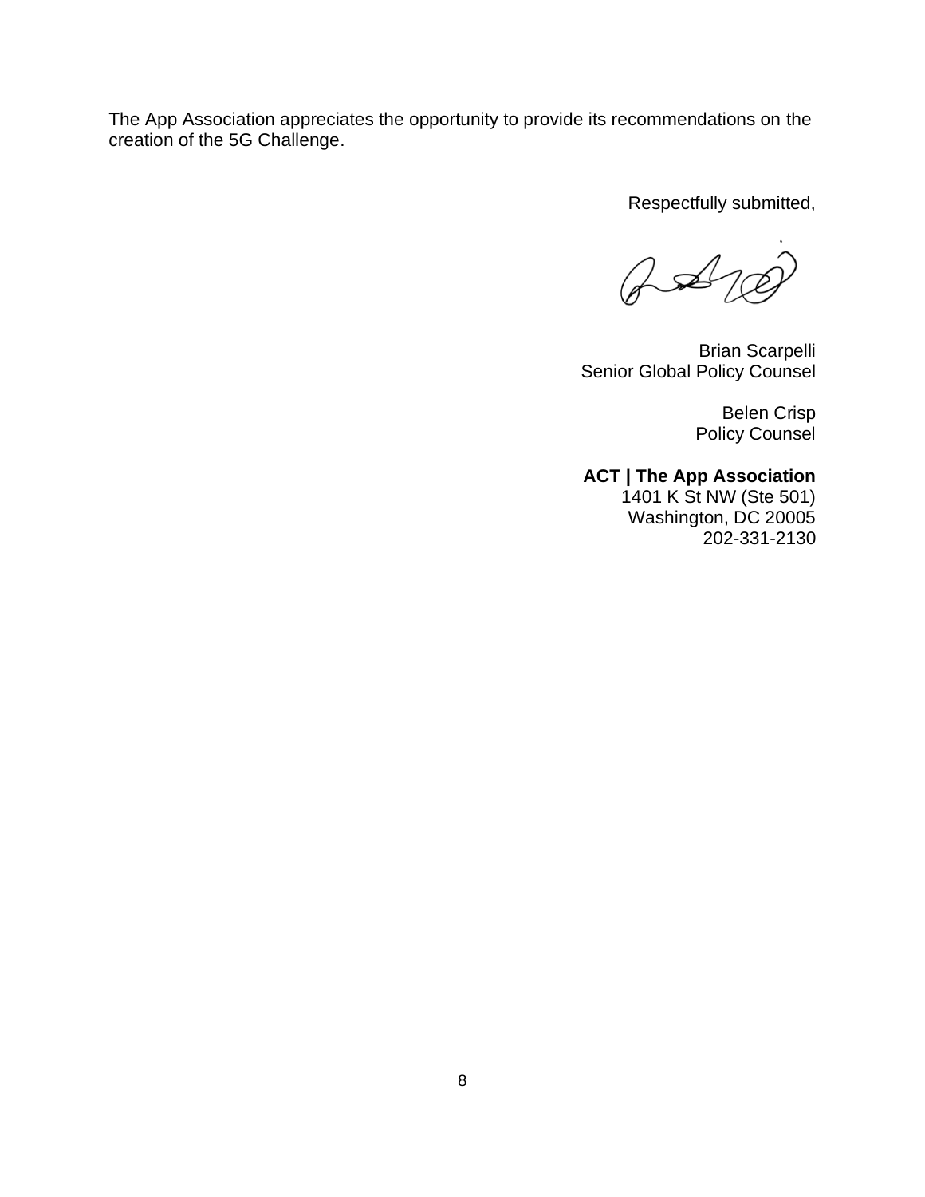The App Association appreciates the opportunity to provide its recommendations on the creation of the 5G Challenge.

Respectfully submitted,

Brian Scarpelli
Senior Global Policy Counsel

Belen Crisp
Policy Counsel

**ACT | The App Association**
1401 K St NW (Ste 501)
Washington, DC 20005
202-331-2130